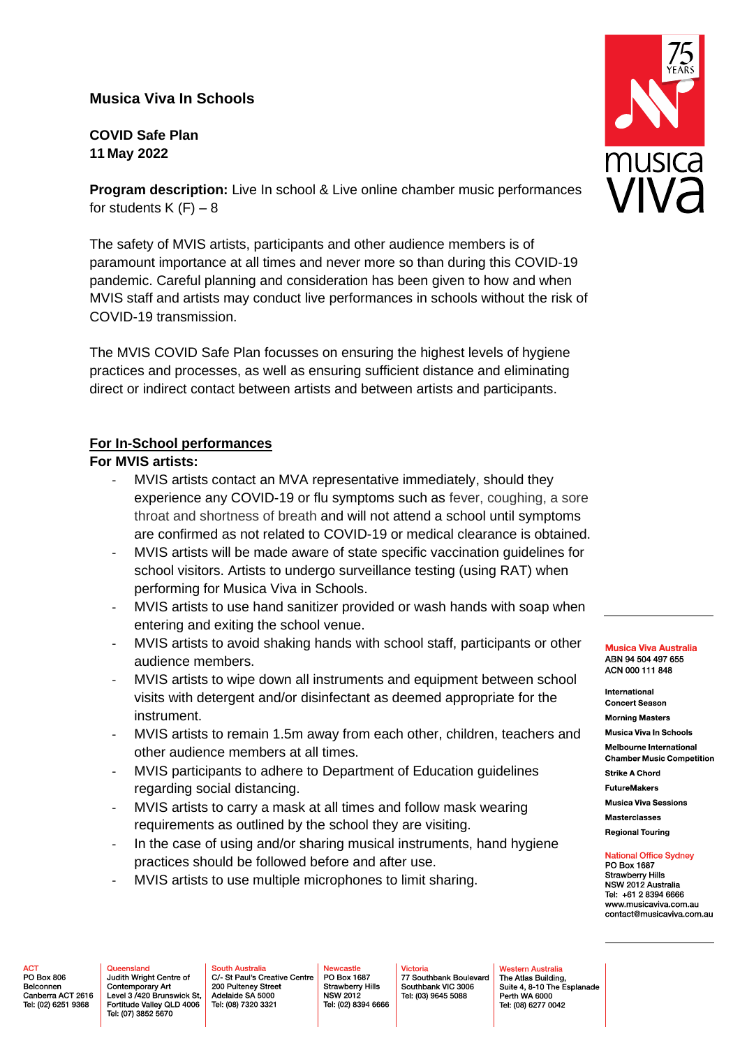# Musica Viva In Schools

**COVID Safe Plan**
**11 May 2022**

**Program description:** Live In school & Live online chamber music performances for students K (F) – 8

The safety of MVIS artists, participants and other audience members is of paramount importance at all times and never more so than during this COVID-19 pandemic. Careful planning and consideration has been given to how and when MVIS staff and artists may conduct live performances in schools without the risk of COVID-19 transmission.

The MVIS COVID Safe Plan focusses on ensuring the highest levels of hygiene practices and processes, as well as ensuring sufficient distance and eliminating direct or indirect contact between artists and between artists and participants.

## For In-School performances

**For MVIS artists:**

- MVIS artists contact an MVA representative immediately, should they experience any COVID-19 or flu symptoms such as fever, coughing, a sore throat and shortness of breath and will not attend a school until symptoms are confirmed as not related to COVID-19 or medical clearance is obtained.
- MVIS artists will be made aware of state specific vaccination guidelines for school visitors. Artists to undergo surveillance testing (using RAT) when performing for Musica Viva in Schools.
- MVIS artists to use hand sanitizer provided or wash hands with soap when entering and exiting the school venue.
- MVIS artists to avoid shaking hands with school staff, participants or other audience members.
- MVIS artists to wipe down all instruments and equipment between school visits with detergent and/or disinfectant as deemed appropriate for the instrument.
- MVIS artists to remain 1.5m away from each other, children, teachers and other audience members at all times.
- MVIS participants to adhere to Department of Education guidelines regarding social distancing.
- MVIS artists to carry a mask at all times and follow mask wearing requirements as outlined by the school they are visiting.
- In the case of using and/or sharing musical instruments, hand hygiene practices should be followed before and after use.
- MVIS artists to use multiple microphones to limit sharing.

**Musica Viva Australia**
ABN 94 504 497 655
ACN 000 111 848

International Concert Season
Morning Masters
Musica Viva In Schools
Melbourne International Chamber Music Competition
Strike A Chord
FutureMakers
Musica Viva Sessions
Masterclasses
Regional Touring

**National Office Sydney**
PO Box 1687
Strawberry Hills
NSW 2012 Australia
Tel: +61 2 8394 6666
www.musicaviva.com.au
contact@musicaviva.com.au

**ACT**
PO Box 806
Belconnen
Canberra ACT 2616
Tel: (02) 6251 9368

**Queensland**
Judith Wright Centre of Contemporary Art
Level 3 /420 Brunswick St,
Fortitude Valley QLD 4006
Tel: (07) 3852 5670

**South Australia**
C/- St Paul's Creative Centre
200 Pulteney Street
Adelaide SA 5000
Tel: (08) 7320 3321

**Newcastle**
PO Box 1687
Strawberry Hills
NSW 2012
Tel: (02) 8394 6666

**Victoria**
77 Southbank Boulevard
Southbank VIC 3006
Tel: (03) 9645 5088

**Western Australia**
The Atlas Building,
Suite 4, 8-10 The Esplanade
Perth WA 6000
Tel: (08) 6277 0042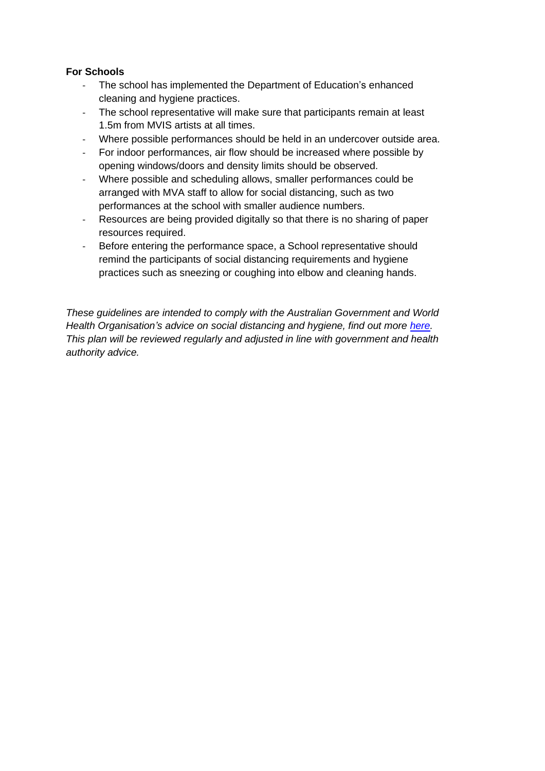**For Schools**

- The school has implemented the Department of Education's enhanced cleaning and hygiene practices.
- The school representative will make sure that participants remain at least 1.5m from MVIS artists at all times.
- Where possible performances should be held in an undercover outside area.
- For indoor performances, air flow should be increased where possible by opening windows/doors and density limits should be observed.
- Where possible and scheduling allows, smaller performances could be arranged with MVA staff to allow for social distancing, such as two performances at the school with smaller audience numbers.
- Resources are being provided digitally so that there is no sharing of paper resources required.
- Before entering the performance space, a School representative should remind the participants of social distancing requirements and hygiene practices such as sneezing or coughing into elbow and cleaning hands.

*These guidelines are intended to comply with the Australian Government and World Health Organisation's advice on social distancing and hygiene, find out more here. This plan will be reviewed regularly and adjusted in line with government and health authority advice.*